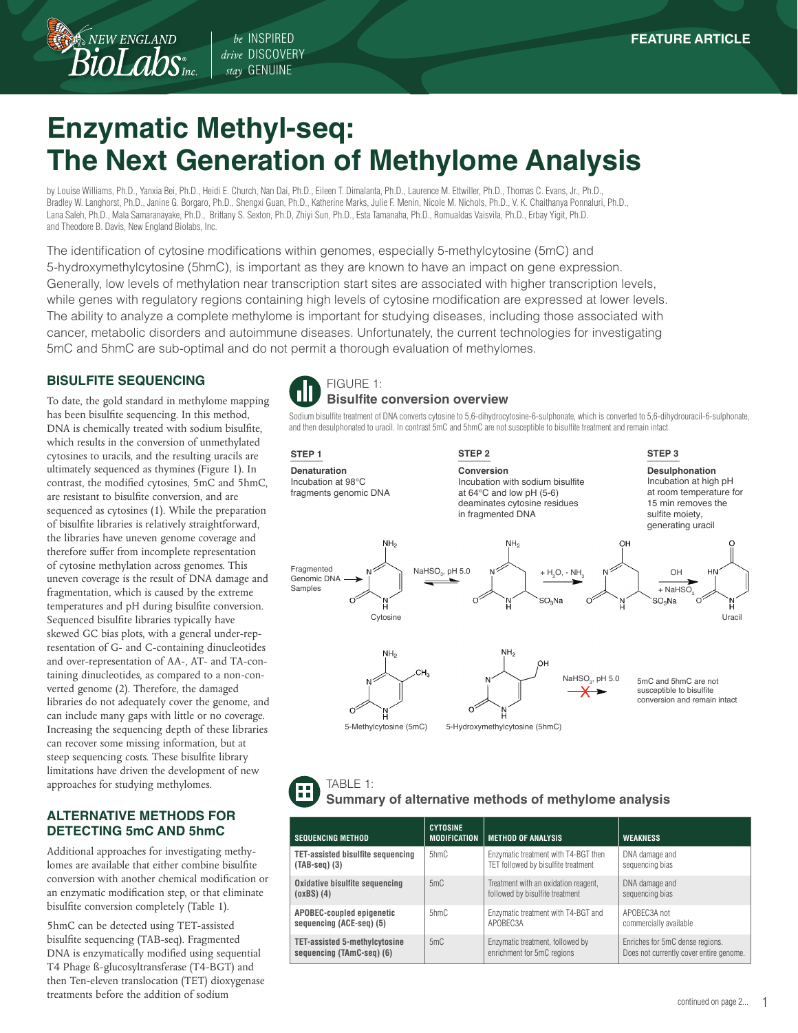FEATURE ARTICLE

# Enzymatic Methyl-seq: The Next Generation of Methylome Analysis

by Louise Williams, Ph.D., Yanxia Bei, Ph.D., Heidi E. Church, Nan Dai, Ph.D., Eileen T. Dimalanta, Ph.D., Laurence M. Ettwiller, Ph.D., Thomas C. Evans, Jr., Ph.D., Bradley W. Langhorst, Ph.D., Janine G. Borgaro, Ph.D., Shengxi Guan, Ph.D., Katherine Marks, Julie F. Menin, Nicole M. Nichols, Ph.D., V. K. Chaithanya Ponnaluri, Ph.D., Lana Saleh, Ph.D., Mala Samaranayake, Ph.D., Brittany S. Sexton, Ph.D, Zhiyi Sun, Ph.D., Esta Tamanaha, Ph.D., Romualdas Vaisvila, Ph.D., Erbay Yigit, Ph.D. and Theodore B. Davis, New England Biolabs, Inc.

The identification of cytosine modifications within genomes, especially 5-methylcytosine (5mC) and 5-hydroxymethylcytosine (5hmC), is important as they are known to have an impact on gene expression. Generally, low levels of methylation near transcription start sites are associated with higher transcription levels, while genes with regulatory regions containing high levels of cytosine modification are expressed at lower levels. The ability to analyze a complete methylome is important for studying diseases, including those associated with cancer, metabolic disorders and autoimmune diseases. Unfortunately, the current technologies for investigating 5mC and 5hmC are sub-optimal and do not permit a thorough evaluation of methylomes.

## BISULFITE SEQUENCING

To date, the gold standard in methylome mapping has been bisulfite sequencing. In this method, DNA is chemically treated with sodium bisulfite, which results in the conversion of unmethylated cytosines to uracils, and the resulting uracils are ultimately sequenced as thymines (Figure 1). In contrast, the modified cytosines, 5mC and 5hmC, are resistant to bisulfite conversion, and are sequenced as cytosines (1). While the preparation of bisulfite libraries is relatively straightforward, the libraries have uneven genome coverage and therefore suffer from incomplete representation of cytosine methylation across genomes. This uneven coverage is the result of DNA damage and fragmentation, which is caused by the extreme temperatures and pH during bisulfite conversion. Sequenced bisulfite libraries typically have skewed GC bias plots, with a general under-representation of G- and C-containing dinucleotides and over-representation of AA-, AT- and TA-containing dinucleotides, as compared to a non-converted genome (2). Therefore, the damaged libraries do not adequately cover the genome, and can include many gaps with little or no coverage. Increasing the sequencing depth of these libraries can recover some missing information, but at steep sequencing costs. These bisulfite library limitations have driven the development of new approaches for studying methylomes.

FIGURE 1:
**Bisulfite conversion overview**

Sodium bisulfite treatment of DNA converts cytosine to 5,6-dihydrocytosine-6-sulphonate, which is converted to 5,6-dihydrouracil-6-sulphonate, and then desulphonated to uracil. In contrast 5mC and 5hmC are not susceptible to bisulfite treatment and remain intact.

**STEP 1**
**Denaturation**
Incubation at 98°C fragments genomic DNA

**STEP 2**
**Conversion**
Incubation with sodium bisulfite at 64°C and low pH (5-6) deaminates cytosine residues in fragmented DNA

**STEP 3**
**Desulphonation**
Incubation at high pH at room temperature for 15 min removes the sulfite moiety, generating uracil

Fragmented Genomic DNA Samples → Cytosine ⇌ ($NaHSO_3$, pH 5.0) → ($+ H_2O, - NH_3$) → ($OH^-$, $+ NaHSO_3$) → Uracil

5-Methylcytosine (5mC), 5-Hydroxymethylcytosine (5hmC) — $NaHSO_3$, pH 5.0 ✗ — 5mC and 5hmC are not susceptible to bisulfite conversion and remain intact

## ALTERNATIVE METHODS FOR DETECTING 5mC AND 5hmC

Additional approaches for investigating methylomes are available that either combine bisulfite conversion with another chemical modification or an enzymatic modification step, or that eliminate bisulfite conversion completely (Table 1).

5hmC can be detected using TET-assisted bisulfite sequencing (TAB-seq). Fragmented DNA is enzymatically modified using sequential T4 Phage ß-glucosyltransferase (T4-BGT) and then Ten-eleven translocation (TET) dioxygenase treatments before the addition of sodium

TABLE 1:
**Summary of alternative methods of methylome analysis**

| SEQUENCING METHOD | CYTOSINE MODIFICATION | METHOD OF ANALYSIS | WEAKNESS |
|---|---|---|---|
| **TET-assisted bisulfite sequencing (TAB-seq) (3)** | 5hmC | Enzymatic treatment with T4-BGT then TET followed by bisulfite treatment | DNA damage and sequencing bias |
| **Oxidative bisulfite sequencing (oxBS) (4)** | 5mC | Treatment with an oxidation reagent, followed by bisulfite treatment | DNA damage and sequencing bias |
| **APOBEC-coupled epigenetic sequencing (ACE-seq) (5)** | 5hmC | Enzymatic treatment with T4-BGT and APOBEC3A | APOBEC3A not commercially available |
| **TET-assisted 5-methylcytosine sequencing (TAmC-seq) (6)** | 5mC | Enzymatic treatment, followed by enrichment for 5mC regions | Enriches for 5mC dense regions. Does not currently cover entire genome. |

continued on page 2...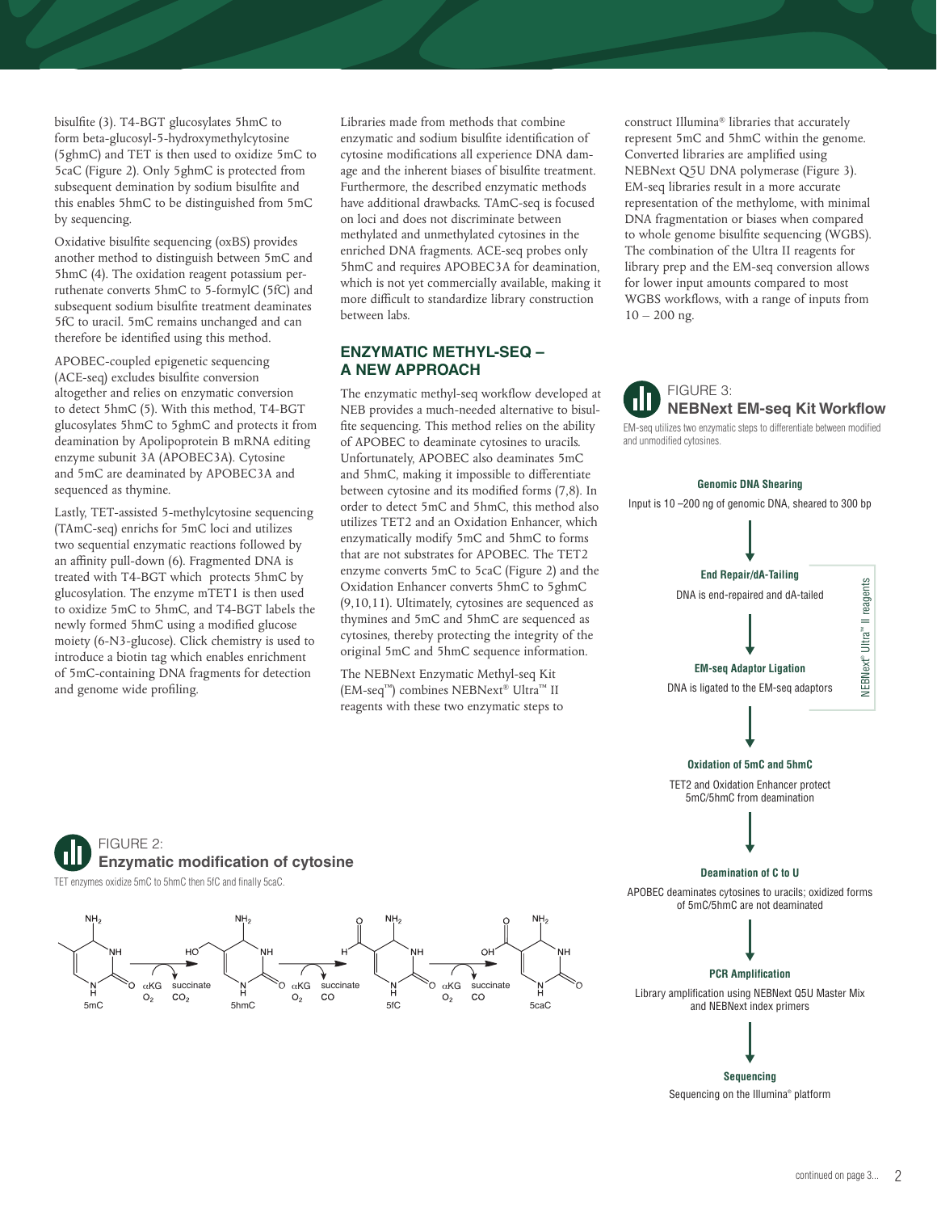bisulfite (3). T4-BGT glucosylates 5hmC to form beta-glucosyl-5-hydroxymethylcytosine (5ghmC) and TET is then used to oxidize 5mC to 5caC (Figure 2). Only 5ghmC is protected from subsequent demination by sodium bisulfite and this enables 5hmC to be distinguished from 5mC by sequencing.

Oxidative bisulfite sequencing (oxBS) provides another method to distinguish between 5mC and 5hmC (4). The oxidation reagent potassium perruthenate converts 5hmC to 5-formylC (5fC) and subsequent sodium bisulfite treatment deaminates 5fC to uracil. 5mC remains unchanged and can therefore be identified using this method.

APOBEC-coupled epigenetic sequencing (ACE-seq) excludes bisulfite conversion altogether and relies on enzymatic conversion to detect 5hmC (5). With this method, T4-BGT glucosylates 5hmC to 5ghmC and protects it from deamination by Apolipoprotein B mRNA editing enzyme subunit 3A (APOBEC3A). Cytosine and 5mC are deaminated by APOBEC3A and sequenced as thymine.

Lastly, TET-assisted 5-methylcytosine sequencing (TAmC-seq) enriches for 5mC loci and utilizes two sequential enzymatic reactions followed by an affinity pull-down (6). Fragmented DNA is treated with T4-BGT which protects 5hmC by glucosylation. The enzyme mTET1 is then used to oxidize 5mC to 5hmC, and T4-BGT labels the newly formed 5hmC using a modified glucose moiety (6-N3-glucose). Click chemistry is used to introduce a biotin tag which enables enrichment of 5mC-containing DNA fragments for detection and genome wide profiling.

Libraries made from methods that combine enzymatic and sodium bisulfite identification of cytosine modifications all experience DNA damage and the inherent biases of bisulfite treatment. Furthermore, the described enzymatic methods have additional drawbacks. TAmC-seq is focused on loci and does not discriminate between methylated and unmethylated cytosines in the enriched DNA fragments. ACE-seq probes only 5hmC and requires APOBEC3A for deamination, which is not yet commercially available, making it more difficult to standardize library construction between labs.

## ENZYMATIC METHYL-SEQ – A NEW APPROACH

The enzymatic methyl-seq workflow developed at NEB provides a much-needed alternative to bisulfite sequencing. This method relies on the ability of APOBEC to deaminate cytosines to uracils. Unfortunately, APOBEC also deaminates 5mC and 5hmC, making it impossible to differentiate between cytosine and its modified forms (7,8). In order to detect 5mC and 5hmC, this method also utilizes TET2 and an Oxidation Enhancer, which enzymatically modify 5mC and 5hmC to forms that are not substrates for APOBEC. The TET2 enzyme converts 5mC to 5caC (Figure 2) and the Oxidation Enhancer converts 5hmC to 5ghmC (9,10,11). Ultimately, cytosines are sequenced as thymines and 5mC and 5hmC are sequenced as cytosines, thereby protecting the integrity of the original 5mC and 5hmC sequence information.

The NEBNext Enzymatic Methyl-seq Kit (EM-seq™) combines NEBNext® Ultra™ II reagents with these two enzymatic steps to construct Illumina® libraries that accurately represent 5mC and 5hmC within the genome. Converted libraries are amplified using NEBNext Q5U DNA polymerase (Figure 3). EM-seq libraries result in a more accurate representation of the methylome, with minimal DNA fragmentation or biases when compared to whole genome bisulfite sequencing (WGBS). The combination of the Ultra II reagents for library prep and the EM-seq conversion allows for lower input amounts compared to most WGBS workflows, with a range of inputs from 10 – 200 ng.

### FIGURE 2: Enzymatic modification of cytosine

TET enzymes oxidize 5mC to 5hmC then 5fC and finally 5caC.

5mC → ($\alpha$KG, $O_2$ → succinate, $CO_2$) → 5hmC → ($\alpha$KG, $O_2$ → succinate, CO) → 5fC → ($\alpha$KG, $O_2$ → succinate, CO) → 5caC

### FIGURE 3: NEBNext EM-seq Kit Workflow

EM-seq utilizes two enzymatic steps to differentiate between modified and unmodified cytosines.

**Genomic DNA Shearing**
Input is 10 –200 ng of genomic DNA, sheared to 300 bp

↓

*NEBNext® Ultra™ II reagents:*

**End Repair/dA-Tailing**
DNA is end-repaired and dA-tailed

↓

**EM-seq Adaptor Ligation**
DNA is ligated to the EM-seq adaptors

↓

**Oxidation of 5mC and 5hmC**
TET2 and Oxidation Enhancer protect 5mC/5hmC from deamination

↓

**Deamination of C to U**
APOBEC deaminates cytosines to uracils; oxidized forms of 5mC/5hmC are not deaminated

↓

**PCR Amplification**
Library amplification using NEBNext Q5U Master Mix and NEBNext index primers

↓

**Sequencing**
Sequencing on the Illumina® platform

continued on page 3...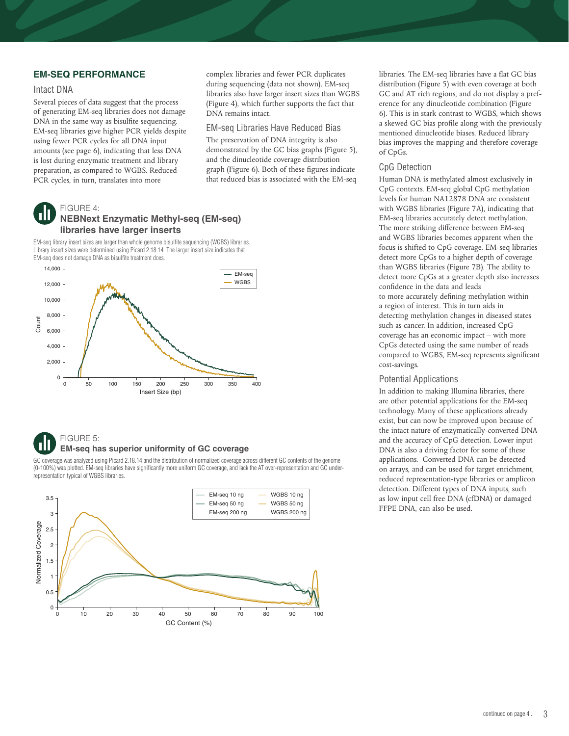## EM-SEQ PERFORMANCE

### Intact DNA

Several pieces of data suggest that the process of generating EM-seq libraries does not damage DNA in the same way as bisulfite sequencing. EM-seq libraries give higher PCR yields despite using fewer PCR cycles for all DNA input amounts (see page 6), indicating that less DNA is lost during enzymatic treatment and library preparation, as compared to WGBS. Reduced PCR cycles, in turn, translates into more complex libraries and fewer PCR duplicates during sequencing (data not shown). EM-seq libraries also have larger insert sizes than WGBS (Figure 4), which further supports the fact that DNA remains intact.

### EM-seq Libraries Have Reduced Bias

The preservation of DNA integrity is also demonstrated by the GC bias graphs (Figure 5), and the dinucleotide coverage distribution graph (Figure 6). Both of these figures indicate that reduced bias is associated with the EM-seq libraries. The EM-seq libraries have a flat GC bias distribution (Figure 5) with even coverage at both GC and AT rich regions, and do not display a preference for any dinucleotide combination (Figure 6). This is in stark contrast to WGBS, which shows a skewed GC bias profile along with the previously mentioned dinucleotide biases. Reduced library bias improves the mapping and therefore coverage of CpGs.

### CpG Detection

Human DNA is methylated almost exclusively in CpG contexts. EM-seq global CpG methylation levels for human NA12878 DNA are consistent with WGBS libraries (Figure 7A), indicating that EM-seq libraries accurately detect methylation. The more striking difference between EM-seq and WGBS libraries becomes apparent when the focus is shifted to CpG coverage. EM-seq libraries detect more CpGs to a higher depth of coverage than WGBS libraries (Figure 7B). The ability to detect more CpGs at a greater depth also increases confidence in the data and leads to more accurately defining methylation within a region of interest. This in turn aids in detecting methylation changes in diseased states such as cancer. In addition, increased CpG coverage has an economic impact – with more CpGs detected using the same number of reads compared to WGBS, EM-seq represents significant cost-savings.

### Potential Applications

In addition to making Illumina libraries, there are other potential applications for the EM-seq technology. Many of these applications already exist, but can now be improved upon because of the intact nature of enzymatically-converted DNA and the accuracy of CpG detection. Lower input DNA is also a driving factor for some of these applications. Converted DNA can be detected on arrays, and can be used for target enrichment, reduced representation-type libraries or amplicon detection. Different types of DNA inputs, such as low input cell free DNA (cfDNA) or damaged FFPE DNA, can also be used.

FIGURE 4:
**NEBNext Enzymatic Methyl-seq (EM-seq) libraries have larger inserts**

EM-seq library insert sizes are larger than whole genome bisulfite sequencing (WGBS) libraries. Library insert sizes were determined using Picard 2.18.14. The larger insert size indicates that EM-seq does not damage DNA as bisulfite treatment does.

FIGURE 5:
**EM-seq has superior uniformity of GC coverage**

GC coverage was analyzed using Picard 2.18.14 and the distribution of normalized coverage across different GC contents of the genome (0-100%) was plotted. EM-seq libraries have significantly more uniform GC coverage, and lack the AT over-representation and GC under-representation typical of WGBS libraries.

continued on page 4...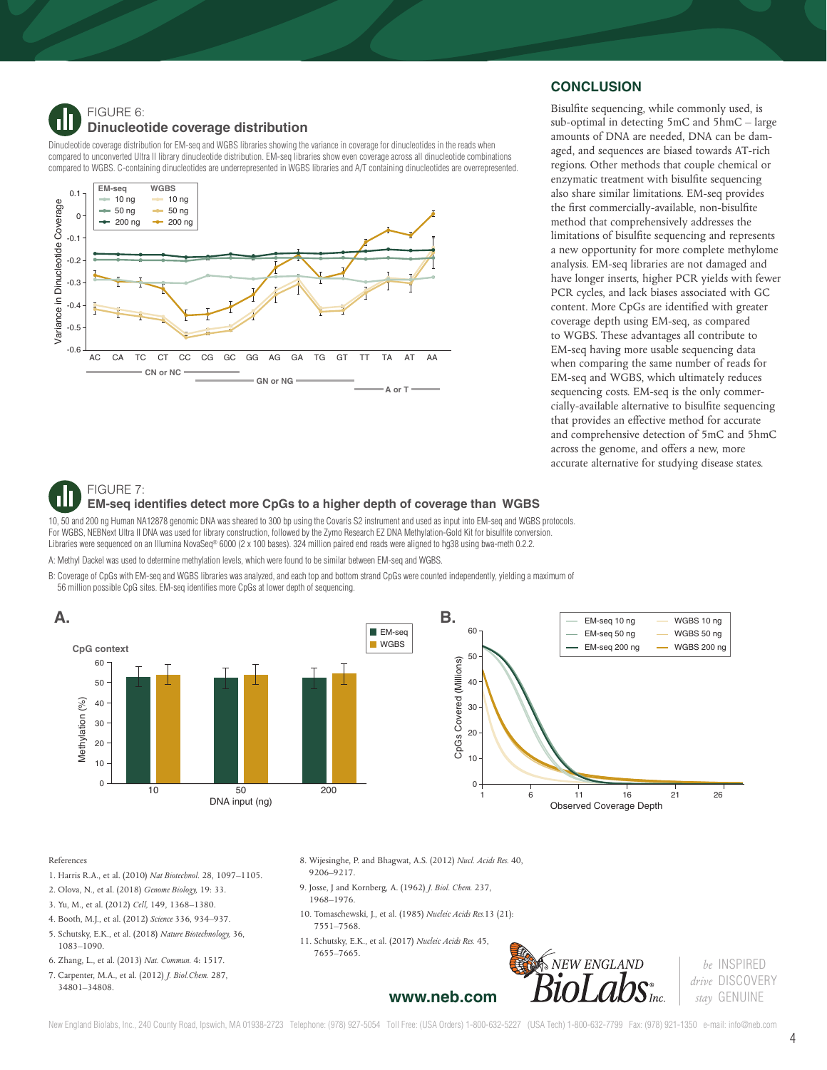## FIGURE 6:
### Dinucleotide coverage distribution

Dinucleotide coverage distribution for EM-seq and WGBS libraries showing the variance in coverage for dinucleotides in the reads when compared to unconverted Ultra II library dinucleotide distribution. EM-seq libraries show even coverage across all dinucleotide combinations compared to WGBS. C-containing dinucleotides are underrepresented in WGBS libraries and A/T containing dinucleotides are overrepresented.

EM-seq
10 ng
50 ng
200 ng
WGBS
10 ng
50 ng
200 ng

Variance in Dinucleotide Coverage
0.1
0
-0.1
-0.2
-0.3
-0.4
-0.5
-0.6

AC CA TC CT CC CG GC GG AG GA TG GT TT TA AT AA

CN or NC
GN or NG
A or T

## CONCLUSION

Bisulfite sequencing, while commonly used, is sub-optimal in detecting 5mC and 5hmC – large amounts of DNA are needed, DNA can be damaged, and sequences are biased towards AT-rich regions. Other methods that couple chemical or enzymatic treatment with bisulfite sequencing also share similar limitations. EM-seq provides the first commercially-available, non-bisulfite method that comprehensively addresses the limitations of bisulfite sequencing and represents a new opportunity for more complete methylome analysis. EM-seq libraries are not damaged and have longer inserts, higher PCR yields with fewer PCR cycles, and lack biases associated with GC content. More CpGs are identified with greater coverage depth using EM-seq, as compared to WGBS. These advantages all contribute to EM-seq having more usable sequencing data when comparing the same number of reads for EM-seq and WGBS, which ultimately reduces sequencing costs. EM-seq is the only commercially-available alternative to bisulfite sequencing that provides an effective method for accurate and comprehensive detection of 5mC and 5hmC across the genome, and offers a new, more accurate alternative for studying disease states.

## FIGURE 7:
### EM-seq identifies detect more CpGs to a higher depth of coverage than WGBS

10, 50 and 200 ng Human NA12878 genomic DNA was sheared to 300 bp using the Covaris S2 instrument and used as input into EM-seq and WGBS protocols. For WGBS, NEBNext Ultra II DNA was used for library construction, followed by the Zymo Research EZ DNA Methylation-Gold Kit for bisulfite conversion. Libraries were sequenced on an Illumina NovaSeq® 6000 (2 x 100 bases). 324 million paired end reads were aligned to hg38 using bwa-meth 0.2.2.

A: Methyl Dackel was used to determine methylation levels, which were found to be similar between EM-seq and WGBS.

B: Coverage of CpGs with EM-seq and WGBS libraries was analyzed, and each top and bottom strand CpGs were counted independently, yielding a maximum of 56 million possible CpG sites. EM-seq identifies more CpGs at lower depth of sequencing.

**A.**

CpG context
EM-seq
WGBS
Methylation (%)
0
10
20
30
40
50
60
10
50
200
DNA input (ng)

**B.**

EM-seq 10 ng
EM-seq 50 ng
EM-seq 200 ng
WGBS 10 ng
WGBS 50 ng
WGBS 200 ng
CpGs Covered (Millions)
0
10
20
30
40
50
60
1 6 11 16 21 26
Observed Coverage Depth

References

1. Harris R.A., et al. (2010) *Nat Biotechnol.* 28, 1097–1105.
2. Olova, N., et al. (2018) *Genome Biology,* 19: 33.
3. Yu, M., et al. (2012) *Cell,* 149, 1368–1380.
4. Booth, M.J., et al. (2012) *Science* 336, 934–937.
5. Schutsky, E.K., et al. (2018) *Nature Biotechnology,* 36, 1083–1090.
6. Zhang, L., et al. (2013) *Nat. Commun.* 4: 1517.
7. Carpenter, M.A., et al. (2012) *J. Biol.Chem.* 287, 34801–34808.
8. Wijesinghe, P. and Bhagwat, A.S. (2012) *Nucl. Acids Res.* 40, 9206–9217.
9. Josse, J and Kornberg, A. (1962) *J. Biol. Chem.* 237, 1968–1976.
10. Tomaschewski, J., et al. (1985) *Nucleic Acids Res.*13 (21): 7551–7568.
11. Schutsky, E.K., et al. (2017) *Nucleic Acids Res.* 45, 7655–7665.

**www.neb.com**

NEW ENGLAND BioLabs® Inc.

*be* INSPIRED *drive* DISCOVERY *stay* GENUINE

New England Biolabs, Inc., 240 County Road, Ipswich, MA 01938-2723 Telephone: (978) 927-5054 Toll Free: (USA Orders) 1-800-632-5227 (USA Tech) 1-800-632-7799 Fax: (978) 921-1350 e-mail: info@neb.com